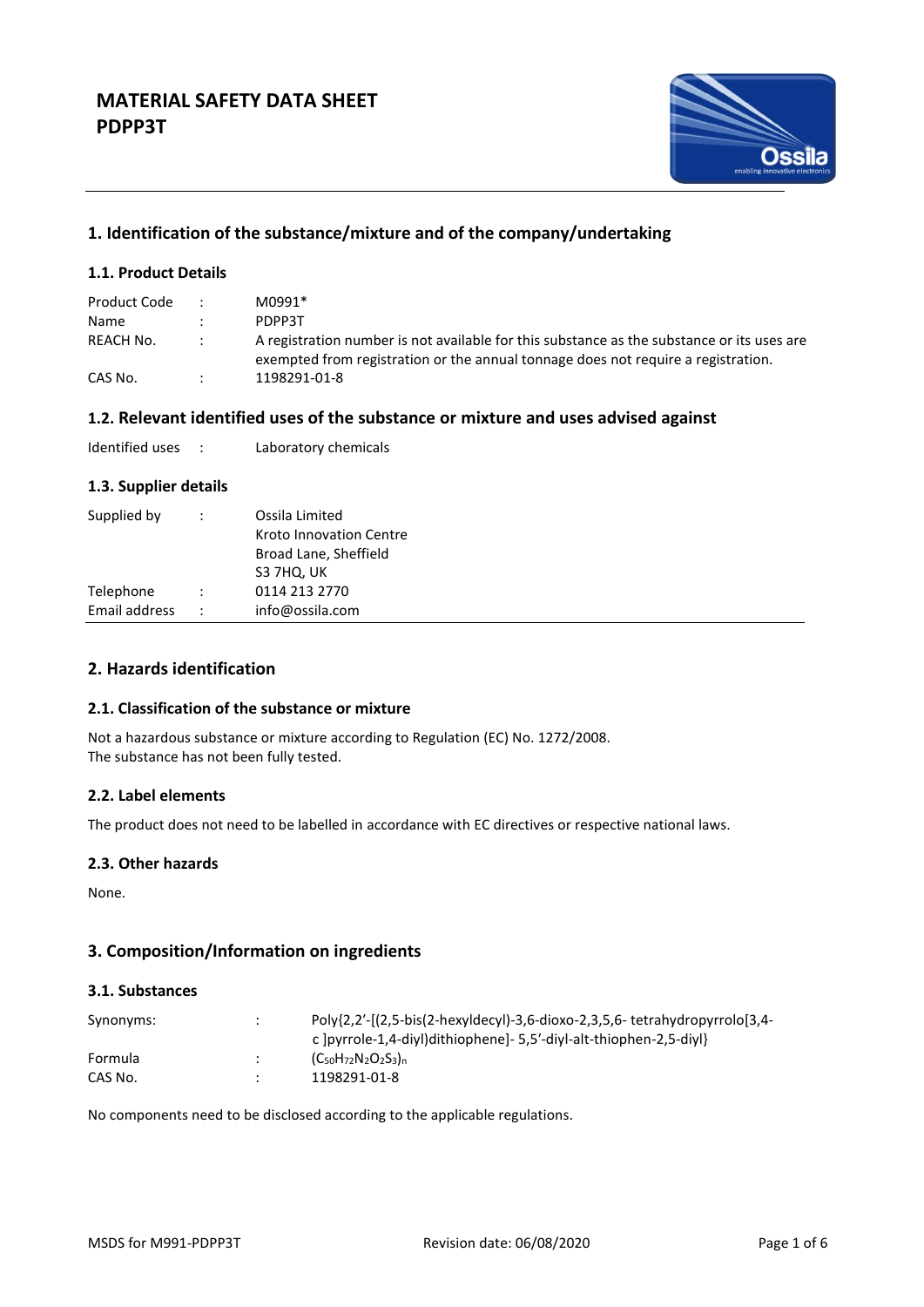# MATERIAL SAFETY DATA SHEET
# PDPP3T

## 1. Identification of the substance/mixture and of the company/undertaking

### 1.1. Product Details

| | | |
|---|---|---|
| Product Code | : | M0991* |
| Name | : | PDPP3T |
| REACH No. | : | A registration number is not available for this substance as the substance or its uses are exempted from registration or the annual tonnage does not require a registration. |
| CAS No. | : | 1198291-01-8 |

## 1.2. Relevant identified uses of the substance or mixture and uses advised against

| | | |
|---|---|---|
| Identified uses | : | Laboratory chemicals |

### 1.3. Supplier details

| | | |
|---|---|---|
| Supplied by | : | Ossila Limited<br>Kroto Innovation Centre<br>Broad Lane, Sheffield<br>S3 7HQ, UK |
| Telephone | : | 0114 213 2770 |
| Email address | : | info@ossila.com |

## 2. Hazards identification

### 2.1. Classification of the substance or mixture

Not a hazardous substance or mixture according to Regulation (EC) No. 1272/2008.
The substance has not been fully tested.

### 2.2. Label elements

The product does not need to be labelled in accordance with EC directives or respective national laws.

### 2.3. Other hazards

None.

## 3. Composition/Information on ingredients

### 3.1. Substances

| | | |
|---|---|---|
| Synonyms: | : | Poly{2,2'-[(2,5-bis(2-hexyldecyl)-3,6-dioxo-2,3,5,6- tetrahydropyrrolo[3,4-c ]pyrrole-1,4-diyl)dithiophene]- 5,5'-diyl-alt-thiophen-2,5-diyl} |
| Formula | : | $(C_{50}H_{72}N_2O_2S_3)_n$ |
| CAS No. | : | 1198291-01-8 |

No components need to be disclosed according to the applicable regulations.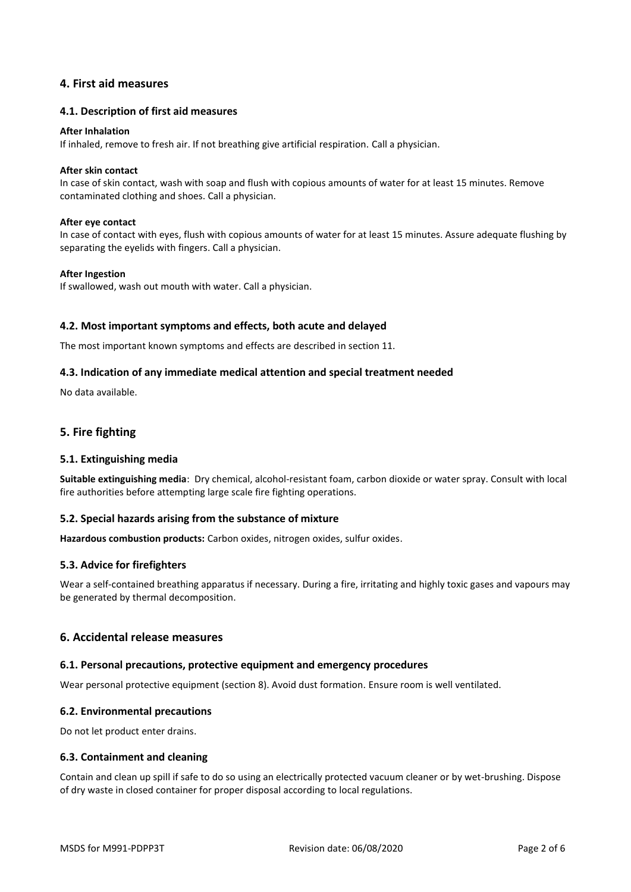## 4. First aid measures

### 4.1. Description of first aid measures

**After Inhalation**

If inhaled, remove to fresh air. If not breathing give artificial respiration. Call a physician.

**After skin contact**

In case of skin contact, wash with soap and flush with copious amounts of water for at least 15 minutes. Remove contaminated clothing and shoes. Call a physician.

**After eye contact**

In case of contact with eyes, flush with copious amounts of water for at least 15 minutes. Assure adequate flushing by separating the eyelids with fingers. Call a physician.

**After Ingestion**

If swallowed, wash out mouth with water. Call a physician.

### 4.2. Most important symptoms and effects, both acute and delayed

The most important known symptoms and effects are described in section 11.

### 4.3. Indication of any immediate medical attention and special treatment needed

No data available.

## 5. Fire fighting

### 5.1. Extinguishing media

**Suitable extinguishing media**: Dry chemical, alcohol-resistant foam, carbon dioxide or water spray. Consult with local fire authorities before attempting large scale fire fighting operations.

### 5.2. Special hazards arising from the substance of mixture

**Hazardous combustion products:** Carbon oxides, nitrogen oxides, sulfur oxides.

### 5.3. Advice for firefighters

Wear a self-contained breathing apparatus if necessary. During a fire, irritating and highly toxic gases and vapours may be generated by thermal decomposition.

## 6. Accidental release measures

### 6.1. Personal precautions, protective equipment and emergency procedures

Wear personal protective equipment (section 8). Avoid dust formation. Ensure room is well ventilated.

### 6.2. Environmental precautions

Do not let product enter drains.

### 6.3. Containment and cleaning

Contain and clean up spill if safe to do so using an electrically protected vacuum cleaner or by wet-brushing. Dispose of dry waste in closed container for proper disposal according to local regulations.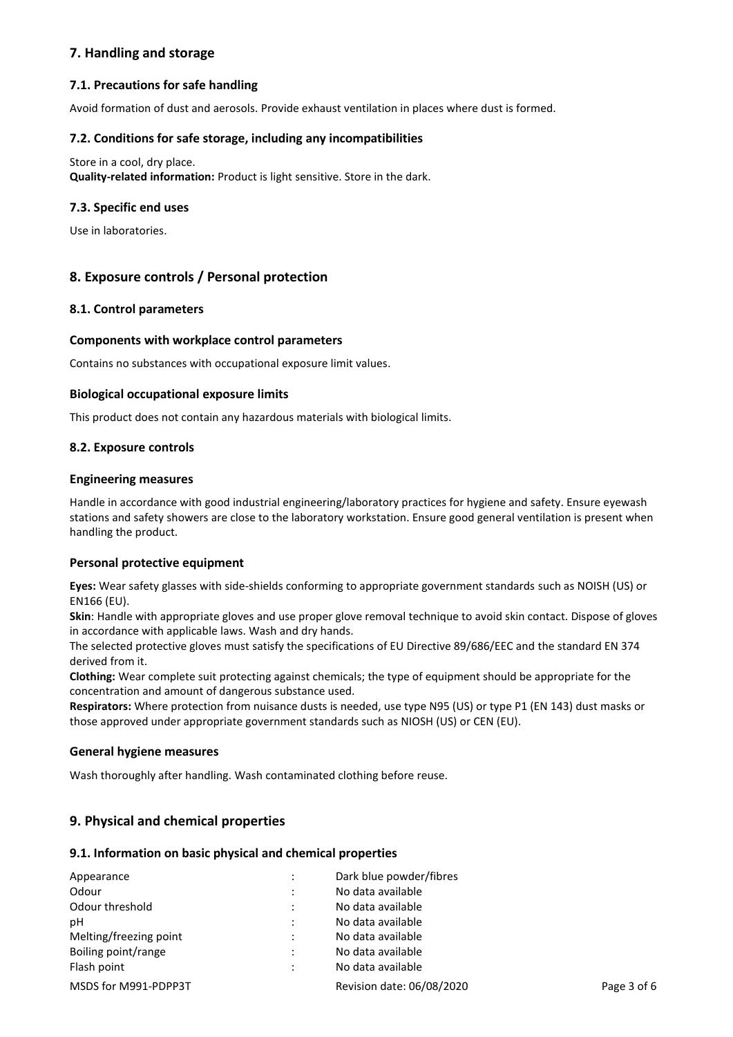## 7. Handling and storage

### 7.1. Precautions for safe handling

Avoid formation of dust and aerosols. Provide exhaust ventilation in places where dust is formed.

### 7.2. Conditions for safe storage, including any incompatibilities

Store in a cool, dry place.
**Quality-related information:** Product is light sensitive. Store in the dark.

### 7.3. Specific end uses

Use in laboratories.

## 8. Exposure controls / Personal protection

### 8.1. Control parameters

#### Components with workplace control parameters

Contains no substances with occupational exposure limit values.

#### Biological occupational exposure limits

This product does not contain any hazardous materials with biological limits.

### 8.2. Exposure controls

#### Engineering measures

Handle in accordance with good industrial engineering/laboratory practices for hygiene and safety. Ensure eyewash stations and safety showers are close to the laboratory workstation. Ensure good general ventilation is present when handling the product.

#### Personal protective equipment

**Eyes:** Wear safety glasses with side-shields conforming to appropriate government standards such as NOISH (US) or EN166 (EU).
**Skin**: Handle with appropriate gloves and use proper glove removal technique to avoid skin contact. Dispose of gloves in accordance with applicable laws. Wash and dry hands.
The selected protective gloves must satisfy the specifications of EU Directive 89/686/EEC and the standard EN 374 derived from it.
**Clothing:** Wear complete suit protecting against chemicals; the type of equipment should be appropriate for the concentration and amount of dangerous substance used.
**Respirators:** Where protection from nuisance dusts is needed, use type N95 (US) or type P1 (EN 143) dust masks or those approved under appropriate government standards such as NIOSH (US) or CEN (EU).

#### General hygiene measures

Wash thoroughly after handling. Wash contaminated clothing before reuse.

## 9. Physical and chemical properties

### 9.1. Information on basic physical and chemical properties

| | | |
|---|---|---|
| Appearance | : | Dark blue powder/fibres |
| Odour | : | No data available |
| Odour threshold | : | No data available |
| pH | : | No data available |
| Melting/freezing point | : | No data available |
| Boiling point/range | : | No data available |
| Flash point | : | No data available |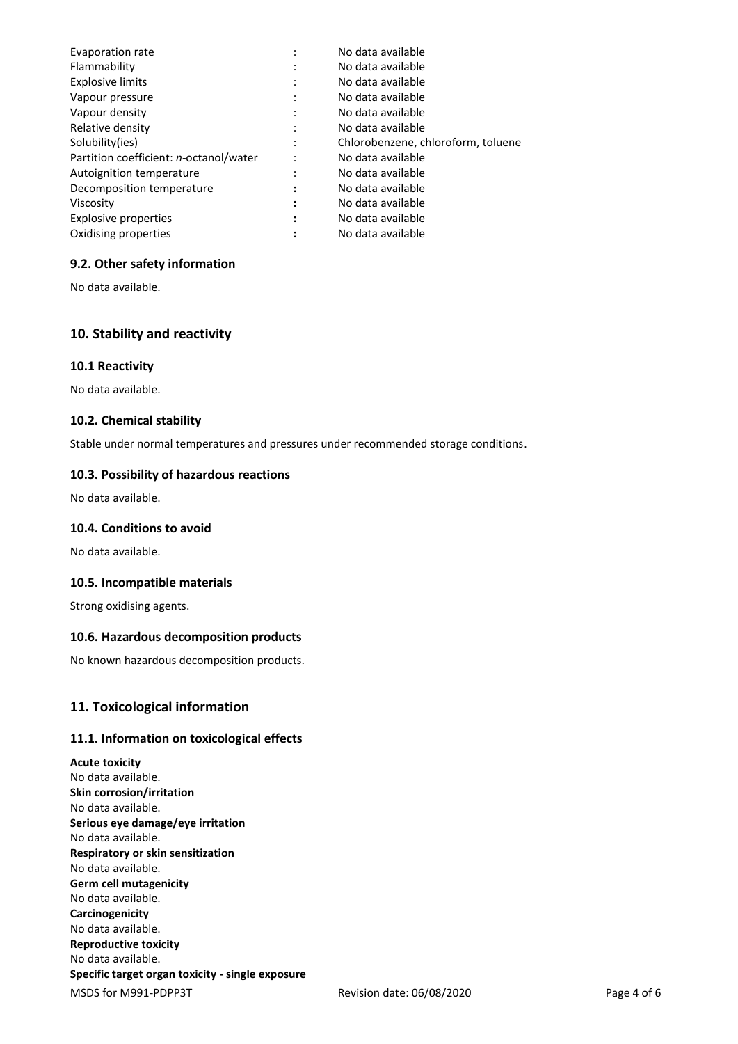| | | |
|---|---|---|
| Evaporation rate | : | No data available |
| Flammability | : | No data available |
| Explosive limits | : | No data available |
| Vapour pressure | : | No data available |
| Vapour density | : | No data available |
| Relative density | : | No data available |
| Solubility(ies) | : | Chlorobenzene, chloroform, toluene |
| Partition coefficient: *n*-octanol/water | : | No data available |
| Autoignition temperature | : | No data available |
| Decomposition temperature | : | No data available |
| Viscosity | : | No data available |
| Explosive properties | : | No data available |
| Oxidising properties | : | No data available |

### 9.2. Other safety information

No data available.

## 10. Stability and reactivity

### 10.1 Reactivity

No data available.

### 10.2. Chemical stability

Stable under normal temperatures and pressures under recommended storage conditions.

### 10.3. Possibility of hazardous reactions

No data available.

### 10.4. Conditions to avoid

No data available.

### 10.5. Incompatible materials

Strong oxidising agents.

### 10.6. Hazardous decomposition products

No known hazardous decomposition products.

## 11. Toxicological information

### 11.1. Information on toxicological effects

**Acute toxicity**
No data available.
**Skin corrosion/irritation**
No data available.
**Serious eye damage/eye irritation**
No data available.
**Respiratory or skin sensitization**
No data available.
**Germ cell mutagenicity**
No data available.
**Carcinogenicity**
No data available.
**Reproductive toxicity**
No data available.
**Specific target organ toxicity - single exposure**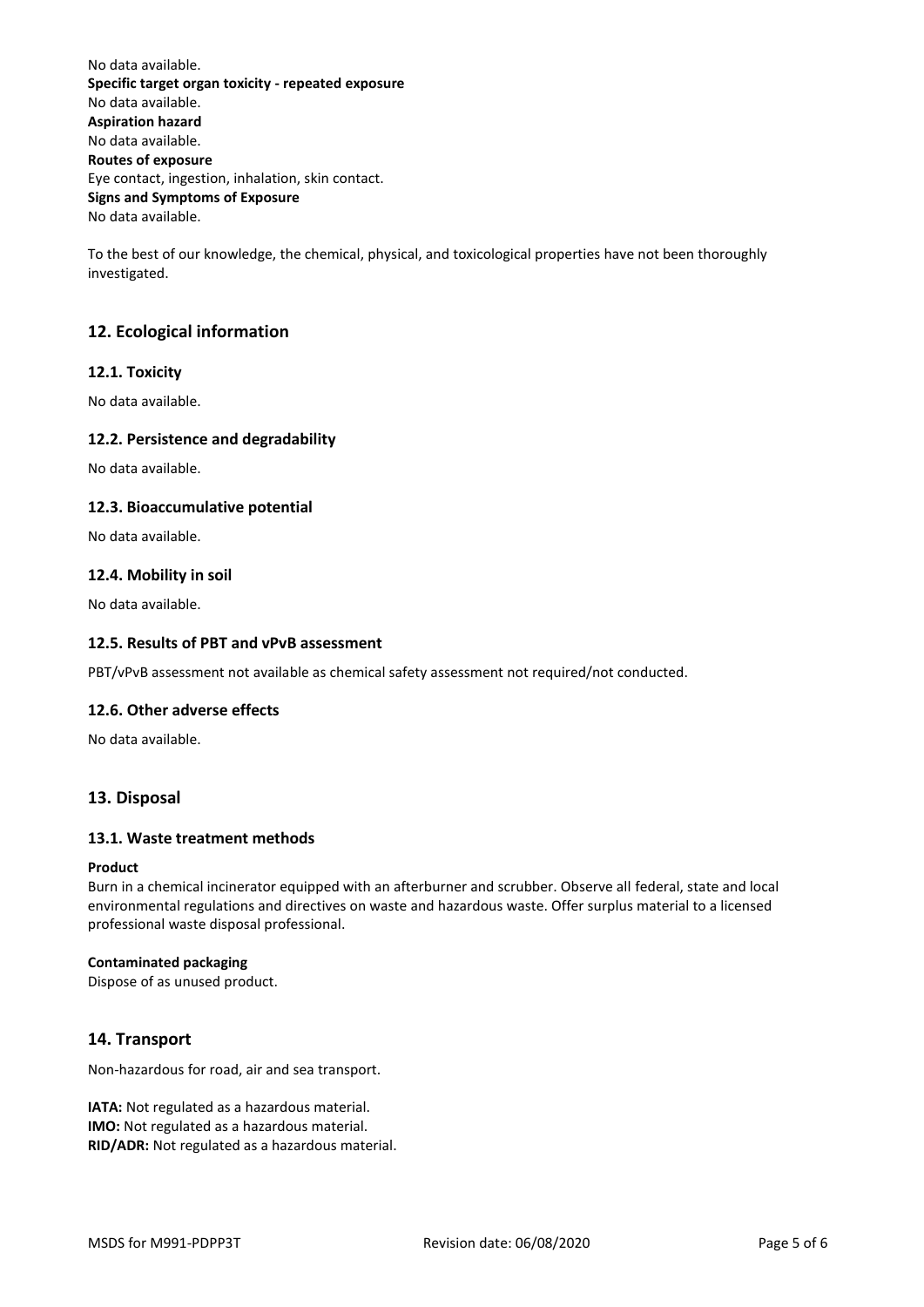No data available.

**Specific target organ toxicity - repeated exposure**

No data available.

**Aspiration hazard**

No data available.

**Routes of exposure**

Eye contact, ingestion, inhalation, skin contact.

**Signs and Symptoms of Exposure**

No data available.

To the best of our knowledge, the chemical, physical, and toxicological properties have not been thoroughly investigated.

## 12. Ecological information

### 12.1. Toxicity

No data available.

### 12.2. Persistence and degradability

No data available.

### 12.3. Bioaccumulative potential

No data available.

### 12.4. Mobility in soil

No data available.

### 12.5. Results of PBT and vPvB assessment

PBT/vPvB assessment not available as chemical safety assessment not required/not conducted.

### 12.6. Other adverse effects

No data available.

## 13. Disposal

### 13.1. Waste treatment methods

**Product**

Burn in a chemical incinerator equipped with an afterburner and scrubber. Observe all federal, state and local environmental regulations and directives on waste and hazardous waste. Offer surplus material to a licensed professional waste disposal professional.

**Contaminated packaging**

Dispose of as unused product.

## 14. Transport

Non-hazardous for road, air and sea transport.

**IATA:** Not regulated as a hazardous material.
**IMO:** Not regulated as a hazardous material.
**RID/ADR:** Not regulated as a hazardous material.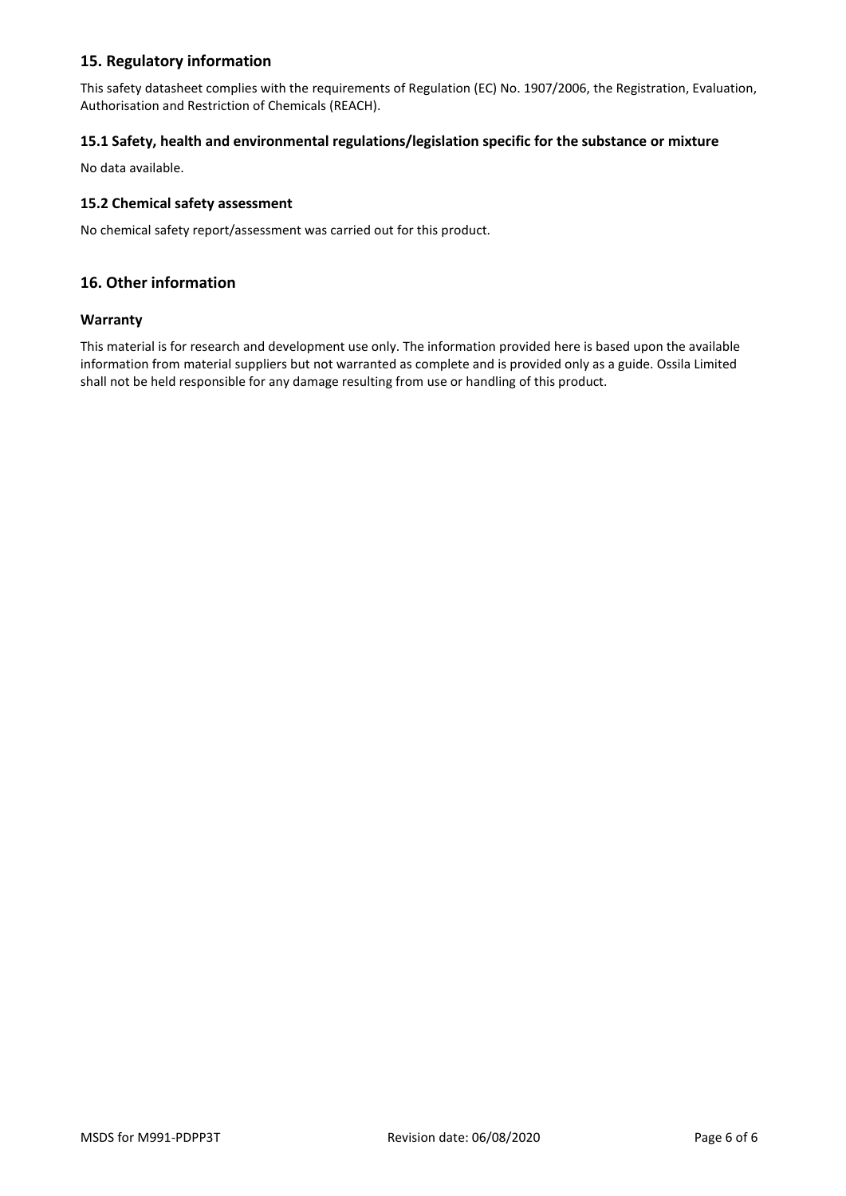## 15. Regulatory information

This safety datasheet complies with the requirements of Regulation (EC) No. 1907/2006, the Registration, Evaluation, Authorisation and Restriction of Chemicals (REACH).

### 15.1 Safety, health and environmental regulations/legislation specific for the substance or mixture

No data available.

### 15.2 Chemical safety assessment

No chemical safety report/assessment was carried out for this product.

## 16. Other information

### Warranty

This material is for research and development use only. The information provided here is based upon the available information from material suppliers but not warranted as complete and is provided only as a guide. Ossila Limited shall not be held responsible for any damage resulting from use or handling of this product.